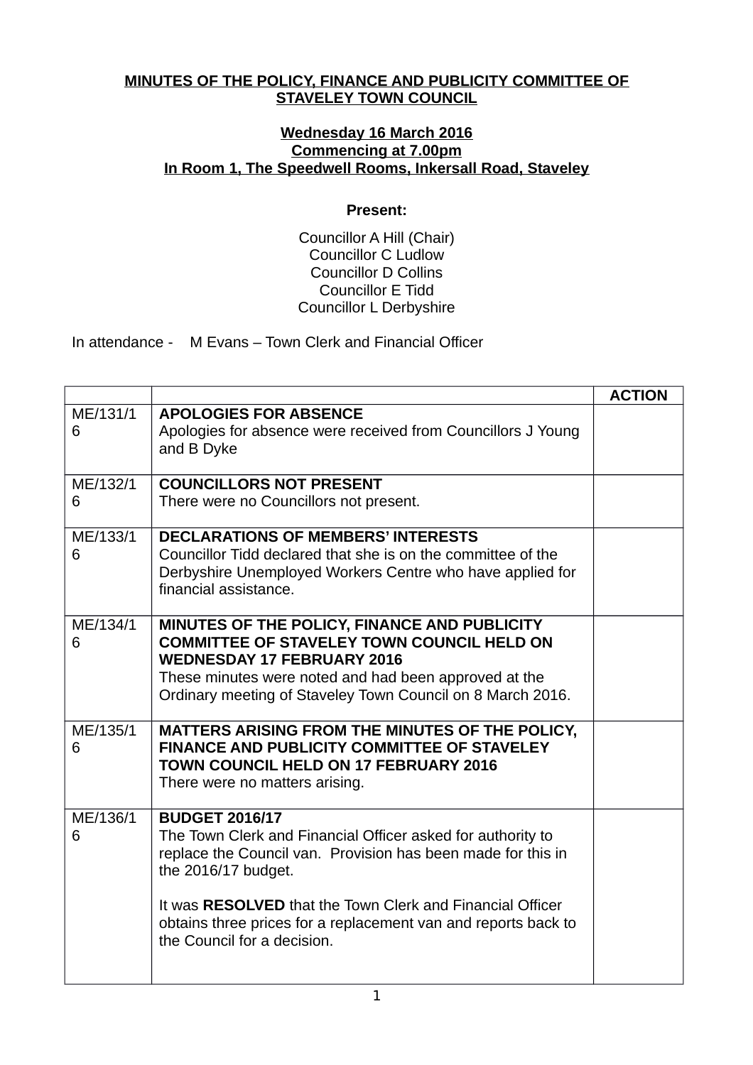**MINUTES OF THE POLICY, FINANCE AND PUBLICITY COMMITTEE OF STAVELEY TOWN COUNCIL**

**Wednesday 16 March 2016**
**Commencing at 7.00pm**
**In Room 1, The Speedwell Rooms, Inkersall Road, Staveley**

**Present:**

Councillor A Hill (Chair)
Councillor C Ludlow
Councillor D Collins
Councillor E Tidd
Councillor L Derbyshire

In attendance - M Evans – Town Clerk and Financial Officer

| | | **ACTION** |
|---|---|---|
| ME/131/16 | **APOLOGIES FOR ABSENCE**<br>Apologies for absence were received from Councillors J Young and B Dyke | |
| ME/132/16 | **COUNCILLORS NOT PRESENT**<br>There were no Councillors not present. | |
| ME/133/16 | **DECLARATIONS OF MEMBERS' INTERESTS**<br>Councillor Tidd declared that she is on the committee of the Derbyshire Unemployed Workers Centre who have applied for financial assistance. | |
| ME/134/16 | **MINUTES OF THE POLICY, FINANCE AND PUBLICITY COMMITTEE OF STAVELEY TOWN COUNCIL HELD ON WEDNESDAY 17 FEBRUARY 2016**<br>These minutes were noted and had been approved at the Ordinary meeting of Staveley Town Council on 8 March 2016. | |
| ME/135/16 | **MATTERS ARISING FROM THE MINUTES OF THE POLICY, FINANCE AND PUBLICITY COMMITTEE OF STAVELEY TOWN COUNCIL HELD ON 17 FEBRUARY 2016**<br>There were no matters arising. | |
| ME/136/16 | **BUDGET 2016/17**<br>The Town Clerk and Financial Officer asked for authority to replace the Council van. Provision has been made for this in the 2016/17 budget.<br><br>It was **RESOLVED** that the Town Clerk and Financial Officer obtains three prices for a replacement van and reports back to the Council for a decision. | |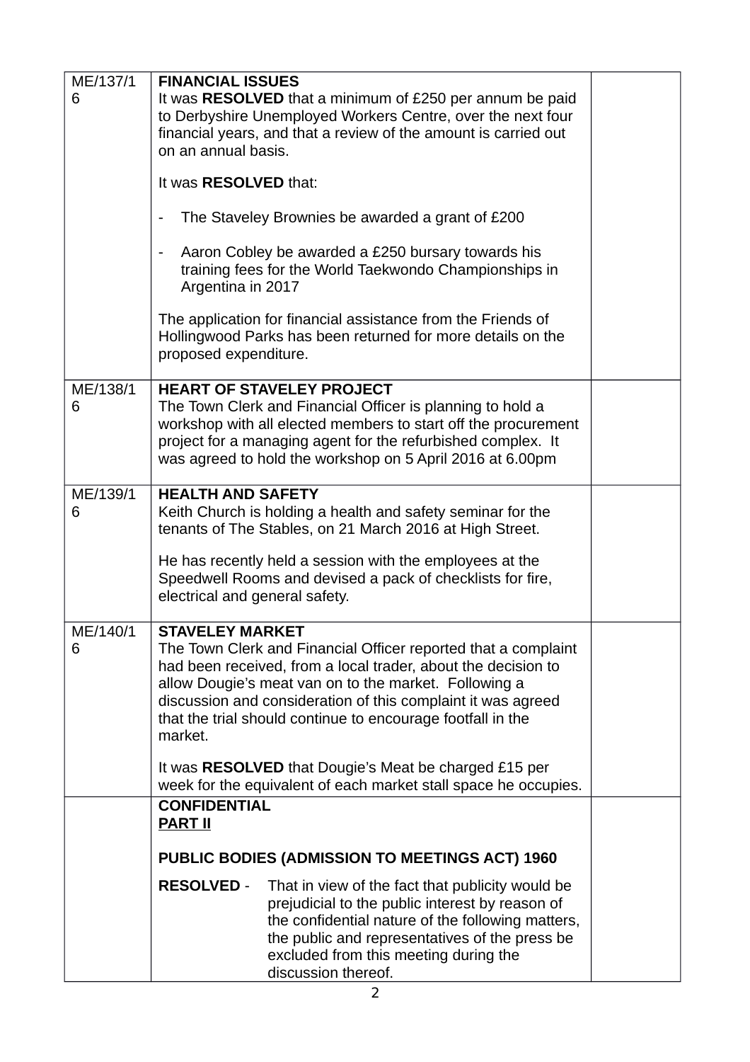| | | |
|---|---|---|
| ME/137/16 | **FINANCIAL ISSUES**<br>It was **RESOLVED** that a minimum of £250 per annum be paid to Derbyshire Unemployed Workers Centre, over the next four financial years, and that a review of the amount is carried out on an annual basis.<br><br>It was **RESOLVED** that:<br><br>- The Staveley Brownies be awarded a grant of £200<br><br>- Aaron Cobley be awarded a £250 bursary towards his training fees for the World Taekwondo Championships in Argentina in 2017<br><br>The application for financial assistance from the Friends of Hollingwood Parks has been returned for more details on the proposed expenditure. | |
| ME/138/16 | **HEART OF STAVELEY PROJECT**<br>The Town Clerk and Financial Officer is planning to hold a workshop with all elected members to start off the procurement project for a managing agent for the refurbished complex. It was agreed to hold the workshop on 5 April 2016 at 6.00pm | |
| ME/139/16 | **HEALTH AND SAFETY**<br>Keith Church is holding a health and safety seminar for the tenants of The Stables, on 21 March 2016 at High Street.<br><br>He has recently held a session with the employees at the Speedwell Rooms and devised a pack of checklists for fire, electrical and general safety. | |
| ME/140/16 | **STAVELEY MARKET**<br>The Town Clerk and Financial Officer reported that a complaint had been received, from a local trader, about the decision to allow Dougie's meat van on to the market. Following a discussion and consideration of this complaint it was agreed that the trial should continue to encourage footfall in the market.<br><br>It was **RESOLVED** that Dougie's Meat be charged £15 per week for the equivalent of each market stall space he occupies. | |
| | **CONFIDENTIAL**<br>**PART II**<br><br>**PUBLIC BODIES (ADMISSION TO MEETINGS ACT) 1960**<br><br>**RESOLVED** - That in view of the fact that publicity would be prejudicial to the public interest by reason of the confidential nature of the following matters, the public and representatives of the press be excluded from this meeting during the discussion thereof. | |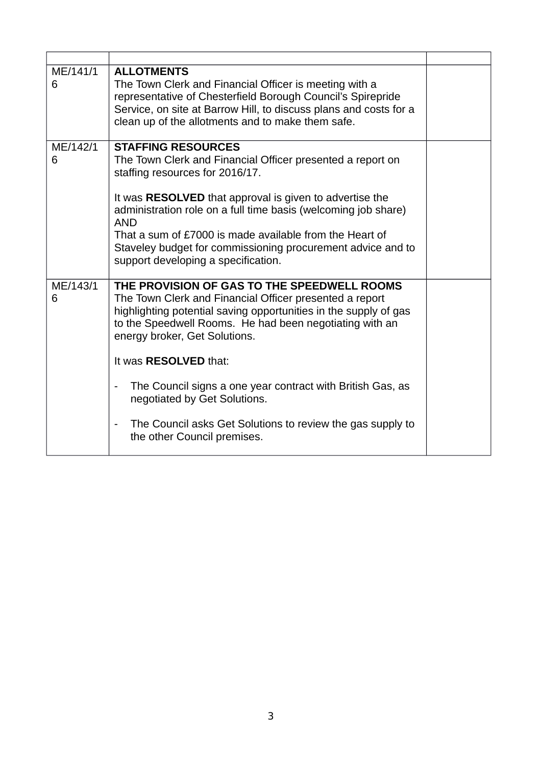| | | |
|---|---|---|
| ME/141/16 | **ALLOTMENTS**<br>The Town Clerk and Financial Officer is meeting with a representative of Chesterfield Borough Council's Spirepride Service, on site at Barrow Hill, to discuss plans and costs for a clean up of the allotments and to make them safe. | |
| ME/142/16 | **STAFFING RESOURCES**<br>The Town Clerk and Financial Officer presented a report on staffing resources for 2016/17.<br><br>It was **RESOLVED** that approval is given to advertise the administration role on a full time basis (welcoming job share) AND<br>That a sum of £7000 is made available from the Heart of Staveley budget for commissioning procurement advice and to support developing a specification. | |
| ME/143/16 | **THE PROVISION OF GAS TO THE SPEEDWELL ROOMS**<br>The Town Clerk and Financial Officer presented a report highlighting potential saving opportunities in the supply of gas to the Speedwell Rooms. He had been negotiating with an energy broker, Get Solutions.<br><br>It was **RESOLVED** that:<br><br>- The Council signs a one year contract with British Gas, as negotiated by Get Solutions.<br><br>- The Council asks Get Solutions to review the gas supply to the other Council premises. | |